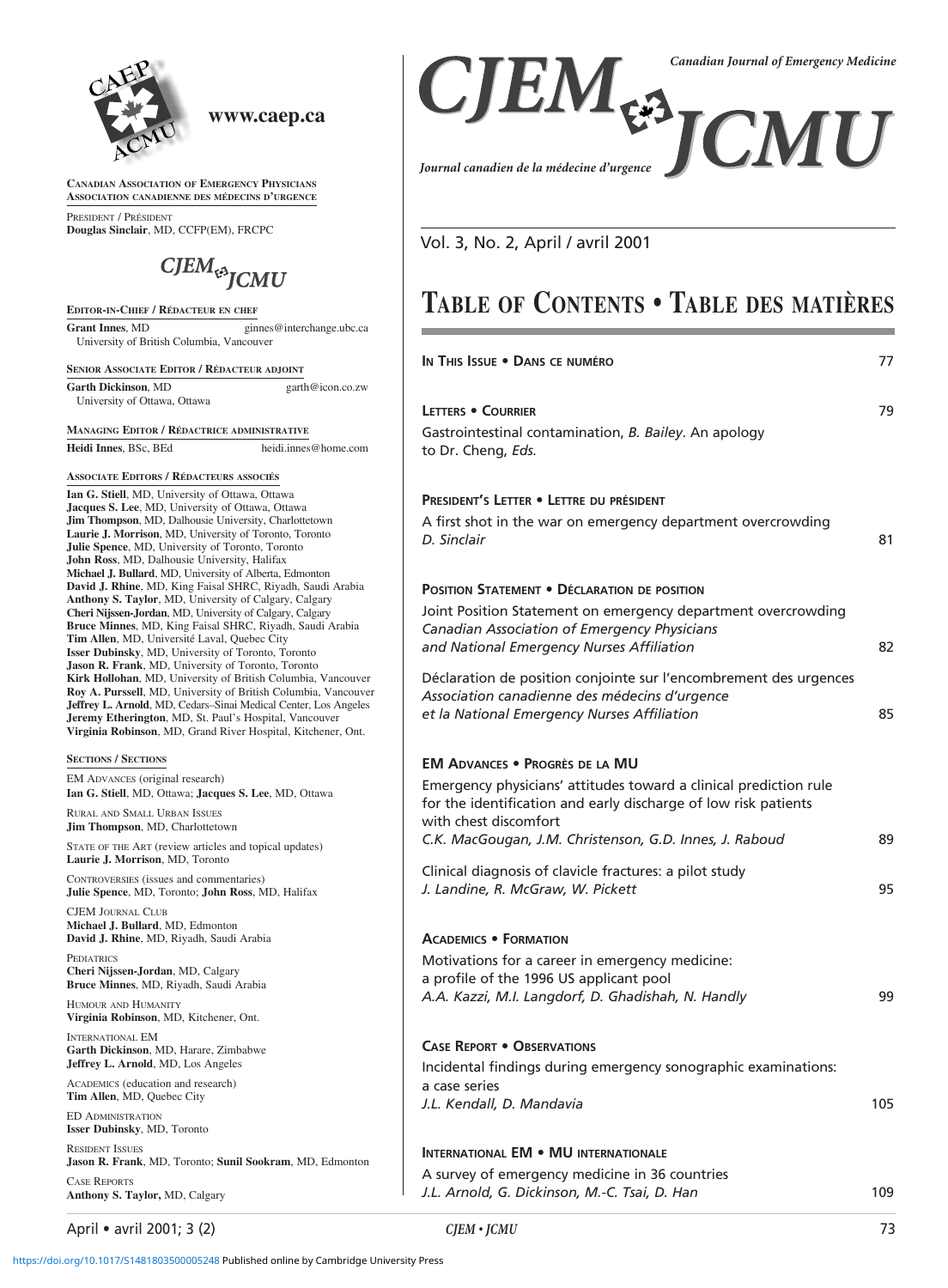www.caep.ca

**Canadian Association of Emergency Physicians**
**Association canadienne des médecins d'urgence**

President / Président
**Douglas Sinclair**, MD, CCFP(EM), FRCPC

CJEM JCMU

**Editor-in-Chief / Rédacteur en chef**
**Grant Innes**, MD — ginnes@interchange.ubc.ca
University of British Columbia, Vancouver

**Senior Associate Editor / Rédacteur adjoint**
**Garth Dickinson**, MD — garth@icon.co.zw
University of Ottawa, Ottawa

**Managing Editor / Rédactrice administrative**
**Heidi Innes**, BSc, BEd — heidi.innes@home.com

**Associate Editors / Rédacteurs associés**
**Ian G. Stiell**, MD, University of Ottawa, Ottawa
**Jacques S. Lee**, MD, University of Ottawa, Ottawa
**Jim Thompson**, MD, Dalhousie University, Charlottetown
**Laurie J. Morrison**, MD, University of Toronto, Toronto
**Julie Spence**, MD, University of Toronto, Toronto
**John Ross**, MD, Dalhousie University, Halifax
**Michael J. Bullard**, MD, University of Alberta, Edmonton
**David J. Rhine**, MD, King Faisal SHRC, Riyadh, Saudi Arabia
**Anthony S. Taylor**, MD, University of Calgary, Calgary
**Cheri Nijssen-Jordan**, MD, University of Calgary, Calgary
**Bruce Minnes**, MD, King Faisal SHRC, Riyadh, Saudi Arabia
**Tim Allen**, MD, Université Laval, Quebec City
**Isser Dubinsky**, MD, University of Toronto, Toronto
**Jason R. Frank**, MD, University of Toronto, Toronto
**Kirk Hollohan**, MD, University of British Columbia, Vancouver
**Roy A. Purssell**, MD, University of British Columbia, Vancouver
**Jeffrey L. Arnold**, MD, Cedars–Sinai Medical Center, Los Angeles
**Jeremy Etherington**, MD, St. Paul's Hospital, Vancouver
**Virginia Robinson**, MD, Grand River Hospital, Kitchener, Ont.

**Sections / Sections**

EM Advances (original research)
**Ian G. Stiell**, MD, Ottawa; **Jacques S. Lee**, MD, Ottawa

Rural and Small Urban Issues
**Jim Thompson**, MD, Charlottetown

State of the Art (review articles and topical updates)
**Laurie J. Morrison**, MD, Toronto

Controversies (issues and commentaries)
**Julie Spence**, MD, Toronto; **John Ross**, MD, Halifax

CJEM Journal Club
**Michael J. Bullard**, MD, Edmonton
**David J. Rhine**, MD, Riyadh, Saudi Arabia

Pediatrics
**Cheri Nijssen-Jordan**, MD, Calgary
**Bruce Minnes**, MD, Riyadh, Saudi Arabia

Humour and Humanity
**Virginia Robinson**, MD, Kitchener, Ont.

International EM
**Garth Dickinson**, MD, Harare, Zimbabwe
**Jeffrey L. Arnold**, MD, Los Angeles

Academics (education and research)
**Tim Allen**, MD, Quebec City

ED Administration
**Isser Dubinsky**, MD, Toronto

Resident Issues
**Jason R. Frank**, MD, Toronto; **Sunil Sookram**, MD, Edmonton

Case Reports
**Anthony S. Taylor,** MD, Calgary

# CJEM JCMU

*Canadian Journal of Emergency Medicine*
*Journal canadien de la médecine d'urgence*

Vol. 3, No. 2, April / avril 2001

# Table of Contents • Table des matières

**In This Issue • Dans ce numéro** — 77

**Letters • Courrier** — 79
Gastrointestinal contamination, *B. Bailey*. An apology to Dr. Cheng, *Eds.*

**President's Letter • Lettre du président**
A first shot in the war on emergency department overcrowding
*D. Sinclair* — 81

**Position Statement • Déclaration de position**
Joint Position Statement on emergency department overcrowding
*Canadian Association of Emergency Physicians and National Emergency Nurses Affiliation* — 82

Déclaration de position conjointe sur l'encombrement des urgences
*Association canadienne des médecins d'urgence et la National Emergency Nurses Affiliation* — 85

**EM Advances • Progrès de la MU**
Emergency physicians' attitudes toward a clinical prediction rule for the identification and early discharge of low risk patients with chest discomfort
*C.K. MacGougan, J.M. Christenson, G.D. Innes, J. Raboud* — 89

Clinical diagnosis of clavicle fractures: a pilot study
*J. Landine, R. McGraw, W. Pickett* — 95

**Academics • Formation**
Motivations for a career in emergency medicine: a profile of the 1996 US applicant pool
*A.A. Kazzi, M.I. Langdorf, D. Ghadishah, N. Handly* — 99

**Case Report • Observations**
Incidental findings during emergency sonographic examinations: a case series
*J.L. Kendall, D. Mandavia* — 105

**International EM • MU internationale**
A survey of emergency medicine in 36 countries
*J.L. Arnold, G. Dickinson, M.-C. Tsai, D. Han* — 109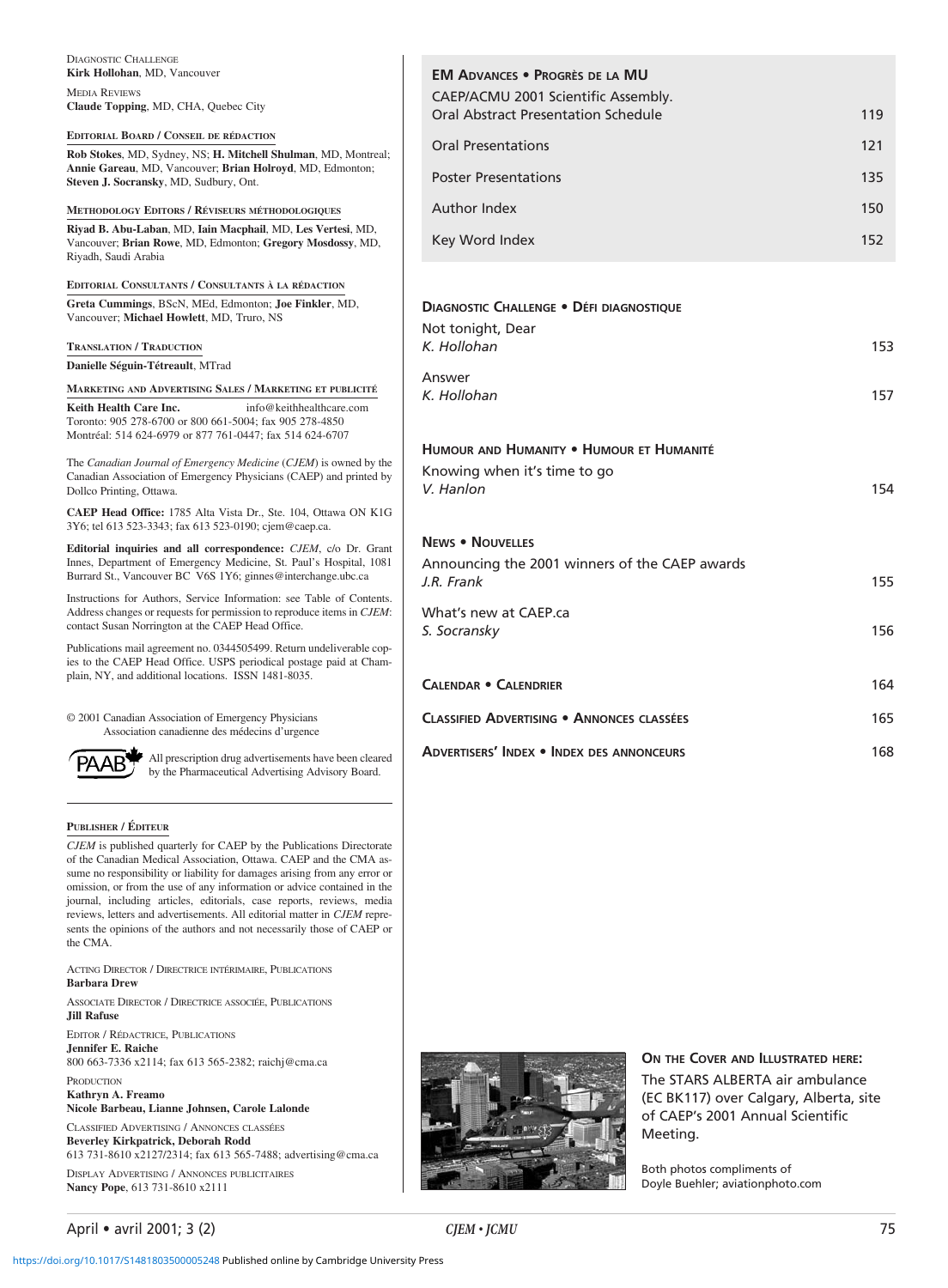DIAGNOSTIC CHALLENGE
**Kirk Hollohan**, MD, Vancouver

MEDIA REVIEWS
**Claude Topping**, MD, CHA, Quebec City

**EDITORIAL BOARD / CONSEIL DE RÉDACTION**

**Rob Stokes**, MD, Sydney, NS; **H. Mitchell Shulman**, MD, Montreal; **Annie Gareau**, MD, Vancouver; **Brian Holroyd**, MD, Edmonton; **Steven J. Socransky**, MD, Sudbury, Ont.

**METHODOLOGY EDITORS / RÉVISEURS MÉTHODOLOGIQUES**

**Riyad B. Abu-Laban**, MD, **Iain Macphail**, MD, **Les Vertesi**, MD, Vancouver; **Brian Rowe**, MD, Edmonton; **Gregory Mosdossy**, MD, Riyadh, Saudi Arabia

**EDITORIAL CONSULTANTS / CONSULTANTS À LA RÉDACTION**

**Greta Cummings**, BScN, MEd, Edmonton; **Joe Finkler**, MD, Vancouver; **Michael Howlett**, MD, Truro, NS

**TRANSLATION / TRADUCTION**

**Danielle Séguin-Tétreault**, MTrad

**MARKETING AND ADVERTISING SALES / MARKETING ET PUBLICITÉ**

**Keith Health Care Inc.** info@keithhealthcare.com
Toronto: 905 278-6700 or 800 661-5004; fax 905 278-4850
Montréal: 514 624-6979 or 877 761-0447; fax 514 624-6707

The *Canadian Journal of Emergency Medicine* (*CJEM*) is owned by the Canadian Association of Emergency Physicians (CAEP) and printed by Dollco Printing, Ottawa.

**CAEP Head Office:** 1785 Alta Vista Dr., Ste. 104, Ottawa ON K1G 3Y6; tel 613 523-3343; fax 613 523-0190; cjem@caep.ca.

**Editorial inquiries and all correspondence:** *CJEM*, c/o Dr. Grant Innes, Department of Emergency Medicine, St. Paul's Hospital, 1081 Burrard St., Vancouver BC V6S 1Y6; ginnes@interchange.ubc.ca

Instructions for Authors, Service Information: see Table of Contents. Address changes or requests for permission to reproduce items in *CJEM*: contact Susan Norrington at the CAEP Head Office.

Publications mail agreement no. 0344505499. Return undeliverable copies to the CAEP Head Office. USPS periodical postage paid at Champlain, NY, and additional locations. ISSN 1481-8035.

© 2001 Canadian Association of Emergency Physicians
Association canadienne des médecins d'urgence

PAAB — All prescription drug advertisements have been cleared by the Pharmaceutical Advertising Advisory Board.

**PUBLISHER / ÉDITEUR**

*CJEM* is published quarterly for CAEP by the Publications Directorate of the Canadian Medical Association, Ottawa. CAEP and the CMA assume no responsibility or liability for damages arising from any error or omission, or from the use of any information or advice contained in the journal, including articles, editorials, case reports, reviews, media reviews, letters and advertisements. All editorial matter in *CJEM* represents the opinions of the authors and not necessarily those of CAEP or the CMA.

ACTING DIRECTOR / DIRECTRICE INTÉRIMAIRE, PUBLICATIONS
**Barbara Drew**

ASSOCIATE DIRECTOR / DIRECTRICE ASSOCIÉE, PUBLICATIONS
**Jill Rafuse**

EDITOR / RÉDACTRICE, PUBLICATIONS
**Jennifer E. Raiche**
800 663-7336 x2114; fax 613 565-2382; raichj@cma.ca

PRODUCTION
**Kathryn A. Freamo**
**Nicole Barbeau, Lianne Johnsen, Carole Lalonde**

CLASSIFIED ADVERTISING / ANNONCES CLASSÉES
**Beverley Kirkpatrick, Deborah Rodd**
613 731-8610 x2127/2314; fax 613 565-7488; advertising@cma.ca

DISPLAY ADVERTISING / ANNONCES PUBLICITAIRES
**Nancy Pope**, 613 731-8610 x2111

## EM ADVANCES • PROGRÈS DE LA MU

CAEP/ACMU 2001 Scientific Assembly. Oral Abstract Presentation Schedule — 119

Oral Presentations — 121

Poster Presentations — 135

Author Index — 150

Key Word Index — 152

## DIAGNOSTIC CHALLENGE • DÉFI DIAGNOSTIQUE

Not tonight, Dear
*K. Hollohan* — 153

Answer
*K. Hollohan* — 157

## HUMOUR AND HUMANITY • HUMOUR ET HUMANITÉ

Knowing when it's time to go
*V. Hanlon* — 154

## NEWS • NOUVELLES

Announcing the 2001 winners of the CAEP awards
*J.R. Frank* — 155

What's new at CAEP.ca
*S. Socransky* — 156

## CALENDAR • CALENDRIER — 164

## CLASSIFIED ADVERTISING • ANNONCES CLASSÉES — 165

## ADVERTISERS' INDEX • INDEX DES ANNONCEURS — 168

**ON THE COVER AND ILLUSTRATED HERE:**

The STARS ALBERTA air ambulance (EC BK117) over Calgary, Alberta, site of CAEP's 2001 Annual Scientific Meeting.

Both photos compliments of Doyle Buehler; aviationphoto.com